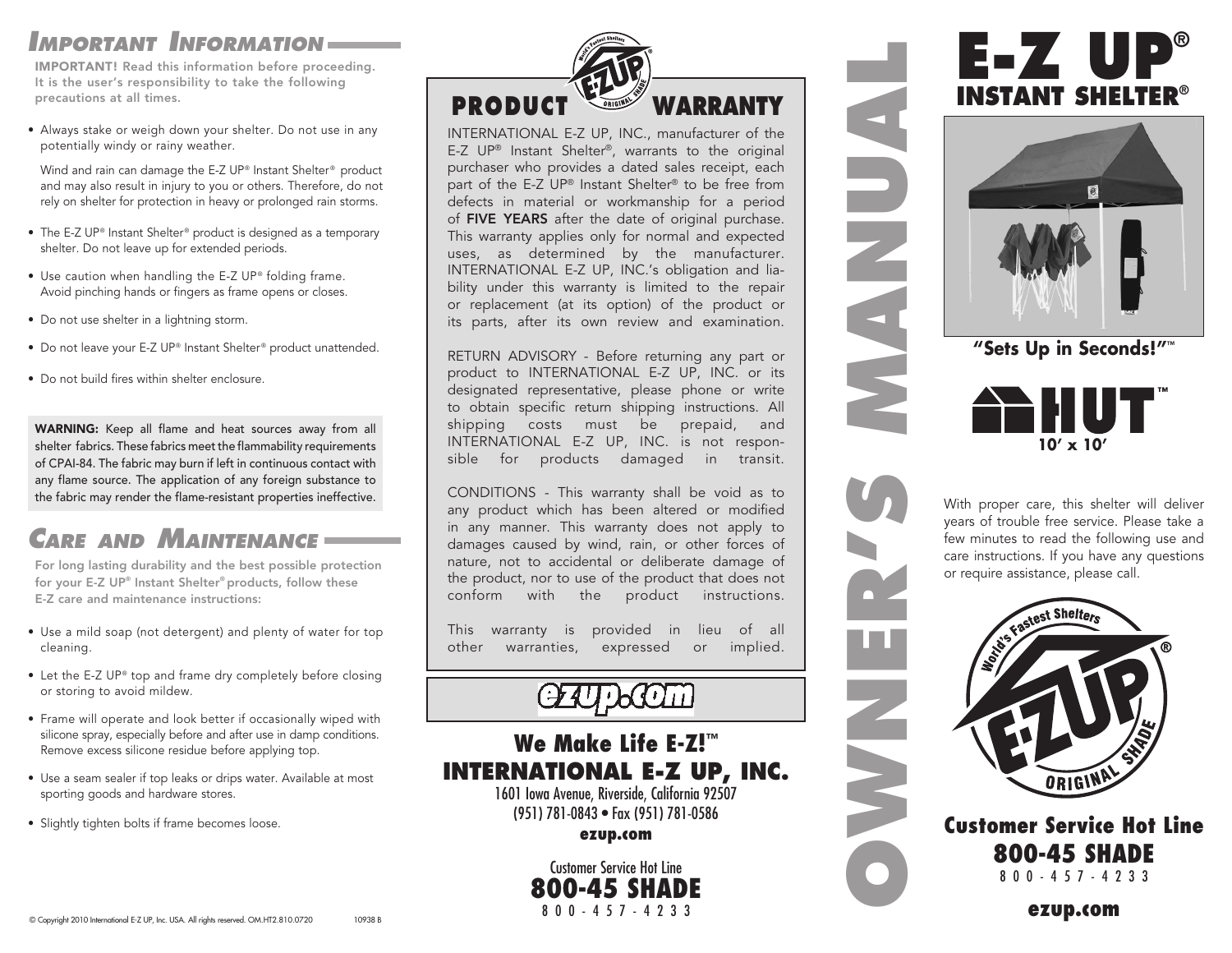# IMPORTANT INFORMATION

**IMPORTANT!** Read this information before proceeding. It is the user's responsibility to take the following precautions at all times.

- Always stake or weigh down your shelter. Do not use in any potentially windy or rainy weather.

  Wind and rain can damage the E-Z UP® Instant Shelter® product and may also result in injury to you or others. Therefore, do not rely on shelter for protection in heavy or prolonged rain storms.

- The E-Z UP® Instant Shelter® product is designed as a temporary shelter. Do not leave up for extended periods.
- Use caution when handling the E-Z UP® folding frame. Avoid pinching hands or fingers as frame opens or closes.
- Do not use shelter in a lightning storm.
- Do not leave your E-Z UP® Instant Shelter® product unattended.
- Do not build fires within shelter enclosure.

**WARNING:** Keep all flame and heat sources away from all shelter fabrics. These fabrics meet the flammability requirements of CPAI-84. The fabric may burn if left in continuous contact with any flame source. The application of any foreign substance to the fabric may render the flame-resistant properties ineffective.

# CARE AND MAINTENANCE

For long lasting durability and the best possible protection for your E-Z UP® Instant Shelter® products, follow these E-Z care and maintenance instructions:

- Use a mild soap (not detergent) and plenty of water for top cleaning.
- Let the E-Z UP® top and frame dry completely before closing or storing to avoid mildew.
- Frame will operate and look better if occasionally wiped with silicone spray, especially before and after use in damp conditions. Remove excess silicone residue before applying top.
- Use a seam sealer if top leaks or drips water. Available at most sporting goods and hardware stores.
- Slightly tighten bolts if frame becomes loose.

© Copyright 2010 International E-Z UP, Inc. USA. All rights reserved. OM.HT2.810.0720 10938 B

# PRODUCT WARRANTY

INTERNATIONAL E-Z UP, INC., manufacturer of the E-Z UP® Instant Shelter®, warrants to the original purchaser who provides a dated sales receipt, each part of the E-Z UP® Instant Shelter® to be free from defects in material or workmanship for a period of **FIVE YEARS** after the date of original purchase. This warranty applies only for normal and expected uses, as determined by the manufacturer. INTERNATIONAL E-Z UP, INC.'s obligation and liability under this warranty is limited to the repair or replacement (at its option) of the product or its parts, after its own review and examination.

RETURN ADVISORY - Before returning any part or product to INTERNATIONAL E-Z UP, INC. or its designated representative, please phone or write to obtain specific return shipping instructions. All shipping costs must be prepaid, and INTERNATIONAL E-Z UP, INC. is not responsible for products damaged in transit.

CONDITIONS - This warranty shall be void as to any product which has been altered or modified in any manner. This warranty does not apply to damages caused by wind, rain, or other forces of nature, not to accidental or deliberate damage of the product, nor to use of the product that does not conform with the product instructions.

This warranty is provided in lieu of all other warranties, expressed or implied.

ezup.com

**We Make Life E-Z!™**

**INTERNATIONAL E-Z UP, INC.**

1601 Iowa Avenue, Riverside, California 92507
(951) 781-0843 • Fax (951) 781-0586
**ezup.com**

Customer Service Hot Line
**800-45 SHADE**
800-457-4233

# OWNER'S MANUAL

# E-Z UP® INSTANT SHELTER®

**"Sets Up in Seconds!"™**

## HUT™ 10' x 10'

With proper care, this shelter will deliver years of trouble free service. Please take a few minutes to read the following use and care instructions. If you have any questions or require assistance, please call.

World's Fastest Shelters — E-Z UP® — ORIGINAL SHADE

**Customer Service Hot Line**
**800-45 SHADE**
800-457-4233

**ezup.com**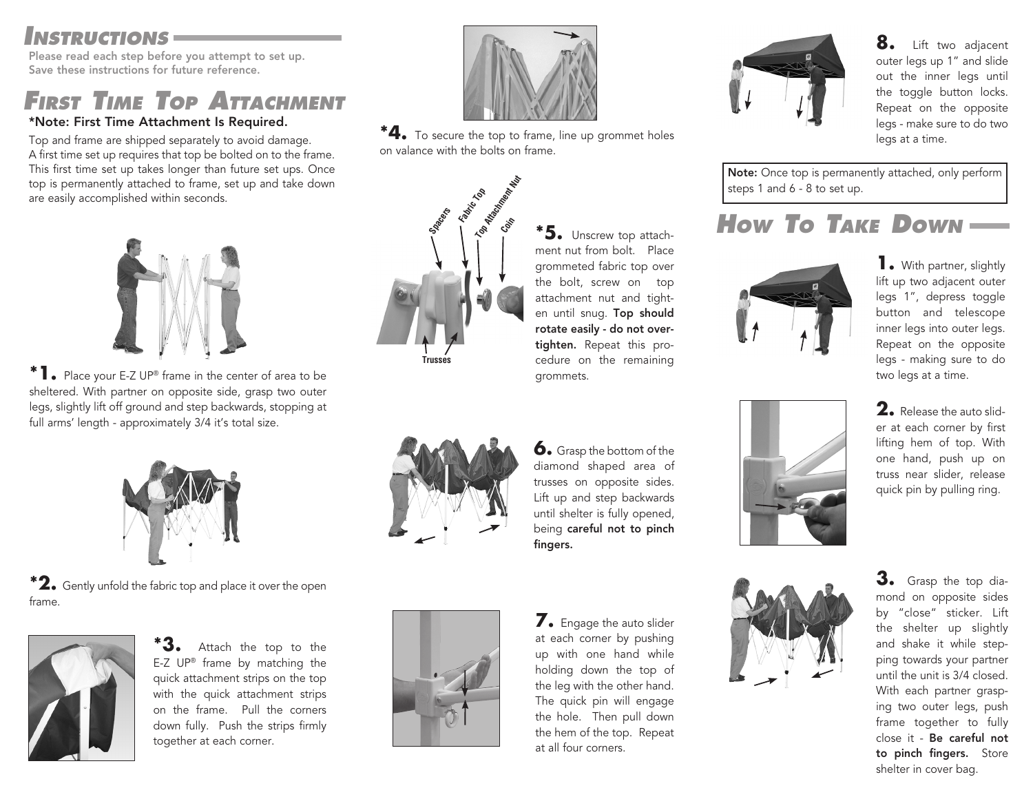# INSTRUCTIONS

**Please read each step before you attempt to set up. Save these instructions for future reference.**

## FIRST TIME TOP ATTACHMENT

**\*Note: First Time Attachment Is Required.**

Top and frame are shipped separately to avoid damage. A first time set up requires that top be bolted on to the frame. This first time set up takes longer than future set ups. Once top is permanently attached to frame, set up and take down are easily accomplished within seconds.

**\*1.** Place your E-Z UP® frame in the center of area to be sheltered. With partner on opposite side, grasp two outer legs, slightly lift off ground and step backwards, stopping at full arms' length - approximately 3/4 it's total size.

**\*2.** Gently unfold the fabric top and place it over the open frame.

**\*3.** Attach the top to the E-Z UP® frame by matching the quick attachment strips on the top with the quick attachment strips on the frame. Pull the corners down fully. Push the strips firmly together at each corner.

**\*4.** To secure the top to frame, line up grommet holes on valance with the bolts on frame.

Spacers
Fabric Top
Top Attachment Nut
Coin
Trusses

**\*5.** Unscrew top attachment nut from bolt. Place grommeted fabric top over the bolt, screw on top attachment nut and tighten until snug. **Top should rotate easily - do not over-tighten.** Repeat this procedure on the remaining grommets.

**6.** Grasp the bottom of the diamond shaped area of trusses on opposite sides. Lift up and step backwards until shelter is fully opened, being **careful not to pinch fingers.**

**7.** Engage the auto slider at each corner by pushing up with one hand while holding down the top of the leg with the other hand. The quick pin will engage the hole. Then pull down the hem of the top. Repeat at all four corners.

**8.** Lift two adjacent outer legs up 1" and slide out the inner legs until the toggle button locks. Repeat on the opposite legs - make sure to do two legs at a time.

**Note:** Once top is permanently attached, only perform steps 1 and 6 - 8 to set up.

## HOW TO TAKE DOWN

**1.** With partner, slightly lift up two adjacent outer legs 1", depress toggle button and telescope inner legs into outer legs. Repeat on the opposite legs - making sure to do two legs at a time.

**2.** Release the auto slider at each corner by first lifting hem of top. With one hand, push up on truss near slider, release quick pin by pulling ring.

**3.** Grasp the top diamond on opposite sides by "close" sticker. Lift the shelter up slightly and shake it while stepping towards your partner until the unit is 3/4 closed. With each partner grasping two outer legs, push frame together to fully close it - **Be careful not to pinch fingers.** Store shelter in cover bag.